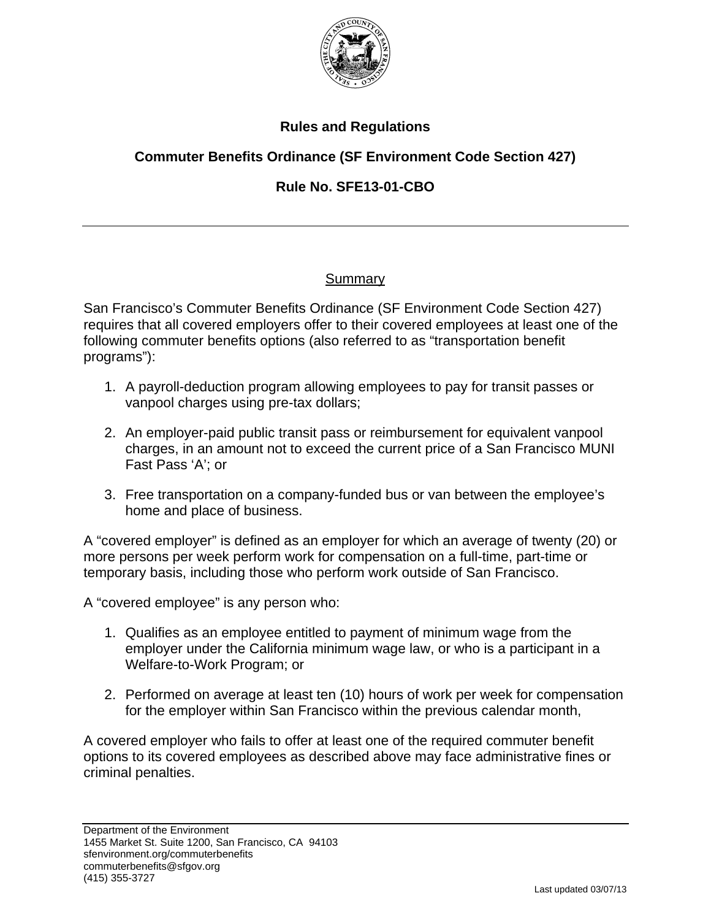# Rules and Regulations

## Commuter Benefits Ordinance (SF Environment Code Section 427)

## Rule No. SFE13-01-CBO

---

### Summary

San Francisco's Commuter Benefits Ordinance (SF Environment Code Section 427) requires that all covered employers offer to their covered employees at least one of the following commuter benefits options (also referred to as "transportation benefit programs"):

1. A payroll-deduction program allowing employees to pay for transit passes or vanpool charges using pre-tax dollars;

2. An employer-paid public transit pass or reimbursement for equivalent vanpool charges, in an amount not to exceed the current price of a San Francisco MUNI Fast Pass 'A'; or

3. Free transportation on a company-funded bus or van between the employee's home and place of business.

A "covered employer" is defined as an employer for which an average of twenty (20) or more persons per week perform work for compensation on a full-time, part-time or temporary basis, including those who perform work outside of San Francisco.

A "covered employee" is any person who:

1. Qualifies as an employee entitled to payment of minimum wage from the employer under the California minimum wage law, or who is a participant in a Welfare-to-Work Program; or

2. Performed on average at least ten (10) hours of work per week for compensation for the employer within San Francisco within the previous calendar month,

A covered employer who fails to offer at least one of the required commuter benefit options to its covered employees as described above may face administrative fines or criminal penalties.

---

Department of the Environment
1455 Market St. Suite 1200, San Francisco, CA 94103
sfenvironment.org/commuterbenefits
commuterbenefits@sfgov.org
(415) 355-3727

Last updated 03/07/13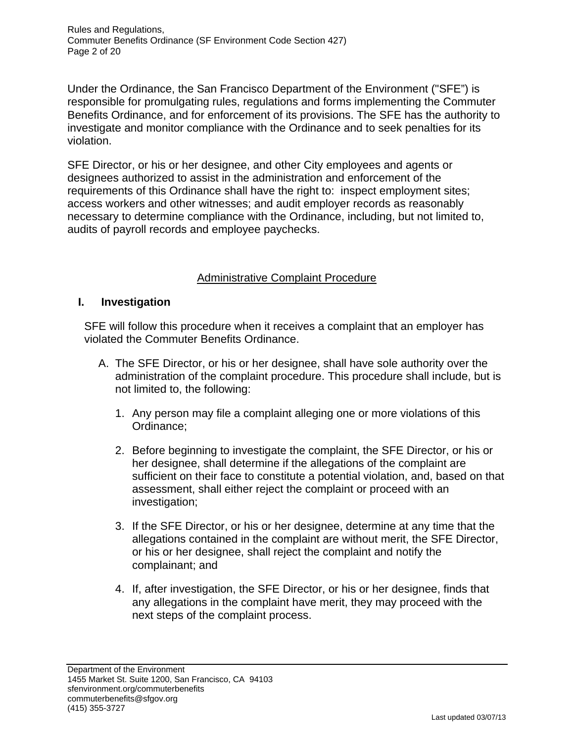Under the Ordinance, the San Francisco Department of the Environment ("SFE") is responsible for promulgating rules, regulations and forms implementing the Commuter Benefits Ordinance, and for enforcement of its provisions. The SFE has the authority to investigate and monitor compliance with the Ordinance and to seek penalties for its violation.

SFE Director, or his or her designee, and other City employees and agents or designees authorized to assist in the administration and enforcement of the requirements of this Ordinance shall have the right to: inspect employment sites; access workers and other witnesses; and audit employer records as reasonably necessary to determine compliance with the Ordinance, including, but not limited to, audits of payroll records and employee paychecks.

## Administrative Complaint Procedure

### I. Investigation

SFE will follow this procedure when it receives a complaint that an employer has violated the Commuter Benefits Ordinance.

A. The SFE Director, or his or her designee, shall have sole authority over the administration of the complaint procedure. This procedure shall include, but is not limited to, the following:

1. Any person may file a complaint alleging one or more violations of this Ordinance;

2. Before beginning to investigate the complaint, the SFE Director, or his or her designee, shall determine if the allegations of the complaint are sufficient on their face to constitute a potential violation, and, based on that assessment, shall either reject the complaint or proceed with an investigation;

3. If the SFE Director, or his or her designee, determine at any time that the allegations contained in the complaint are without merit, the SFE Director, or his or her designee, shall reject the complaint and notify the complainant; and

4. If, after investigation, the SFE Director, or his or her designee, finds that any allegations in the complaint have merit, they may proceed with the next steps of the complaint process.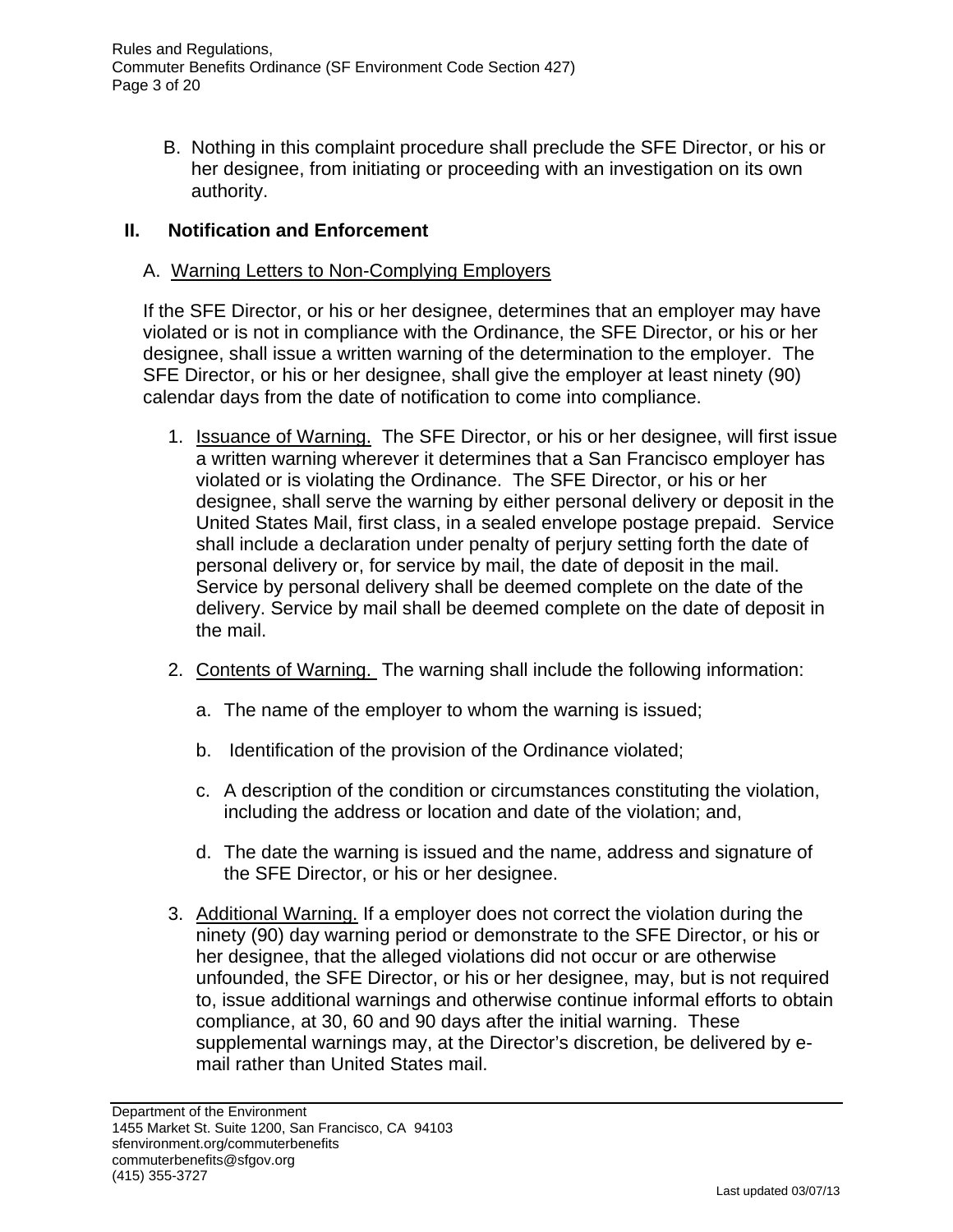B. Nothing in this complaint procedure shall preclude the SFE Director, or his or her designee, from initiating or proceeding with an investigation on its own authority.

## II. Notification and Enforcement

### A. Warning Letters to Non-Complying Employers

If the SFE Director, or his or her designee, determines that an employer may have violated or is not in compliance with the Ordinance, the SFE Director, or his or her designee, shall issue a written warning of the determination to the employer. The SFE Director, or his or her designee, shall give the employer at least ninety (90) calendar days from the date of notification to come into compliance.

1. Issuance of Warning. The SFE Director, or his or her designee, will first issue a written warning wherever it determines that a San Francisco employer has violated or is violating the Ordinance. The SFE Director, or his or her designee, shall serve the warning by either personal delivery or deposit in the United States Mail, first class, in a sealed envelope postage prepaid. Service shall include a declaration under penalty of perjury setting forth the date of personal delivery or, for service by mail, the date of deposit in the mail. Service by personal delivery shall be deemed complete on the date of the delivery. Service by mail shall be deemed complete on the date of deposit in the mail.

2. Contents of Warning. The warning shall include the following information:

   a. The name of the employer to whom the warning is issued;

   b. Identification of the provision of the Ordinance violated;

   c. A description of the condition or circumstances constituting the violation, including the address or location and date of the violation; and,

   d. The date the warning is issued and the name, address and signature of the SFE Director, or his or her designee.

3. Additional Warning. If a employer does not correct the violation during the ninety (90) day warning period or demonstrate to the SFE Director, or his or her designee, that the alleged violations did not occur or are otherwise unfounded, the SFE Director, or his or her designee, may, but is not required to, issue additional warnings and otherwise continue informal efforts to obtain compliance, at 30, 60 and 90 days after the initial warning. These supplemental warnings may, at the Director's discretion, be delivered by e-mail rather than United States mail.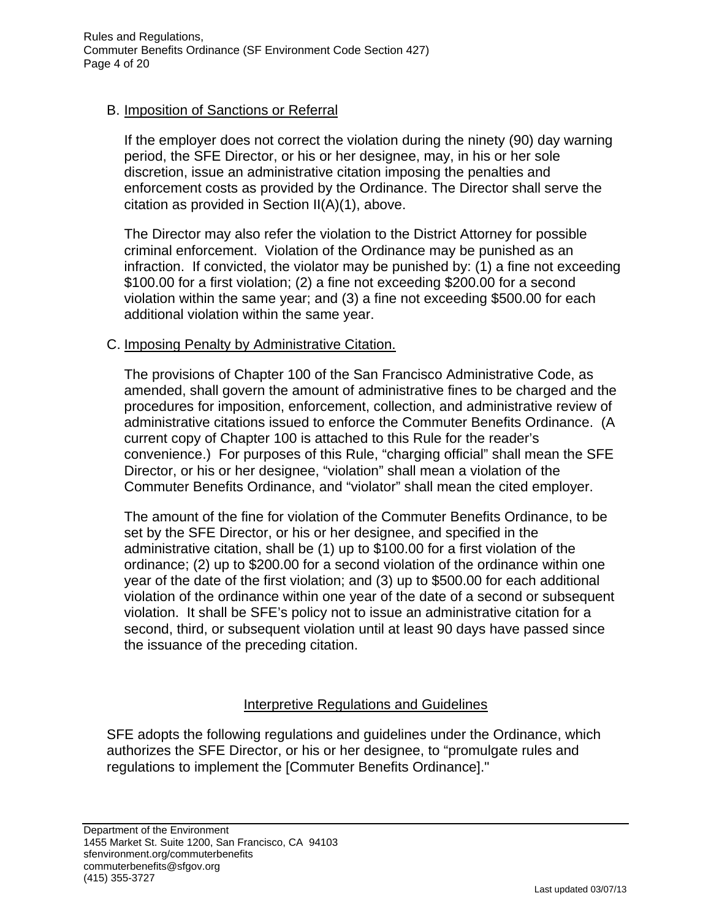### B. Imposition of Sanctions or Referral

If the employer does not correct the violation during the ninety (90) day warning period, the SFE Director, or his or her designee, may, in his or her sole discretion, issue an administrative citation imposing the penalties and enforcement costs as provided by the Ordinance. The Director shall serve the citation as provided in Section II(A)(1), above.

The Director may also refer the violation to the District Attorney for possible criminal enforcement. Violation of the Ordinance may be punished as an infraction. If convicted, the violator may be punished by: (1) a fine not exceeding $100.00 for a first violation; (2) a fine not exceeding $200.00 for a second violation within the same year; and (3) a fine not exceeding $500.00 for each additional violation within the same year.

### C. Imposing Penalty by Administrative Citation.

The provisions of Chapter 100 of the San Francisco Administrative Code, as amended, shall govern the amount of administrative fines to be charged and the procedures for imposition, enforcement, collection, and administrative review of administrative citations issued to enforce the Commuter Benefits Ordinance. (A current copy of Chapter 100 is attached to this Rule for the reader's convenience.) For purposes of this Rule, "charging official" shall mean the SFE Director, or his or her designee, "violation" shall mean a violation of the Commuter Benefits Ordinance, and "violator" shall mean the cited employer.

The amount of the fine for violation of the Commuter Benefits Ordinance, to be set by the SFE Director, or his or her designee, and specified in the administrative citation, shall be (1) up to $100.00 for a first violation of the ordinance; (2) up to $200.00 for a second violation of the ordinance within one year of the date of the first violation; and (3) up to $500.00 for each additional violation of the ordinance within one year of the date of a second or subsequent violation. It shall be SFE's policy not to issue an administrative citation for a second, third, or subsequent violation until at least 90 days have passed since the issuance of the preceding citation.

## Interpretive Regulations and Guidelines

SFE adopts the following regulations and guidelines under the Ordinance, which authorizes the SFE Director, or his or her designee, to "promulgate rules and regulations to implement the [Commuter Benefits Ordinance]."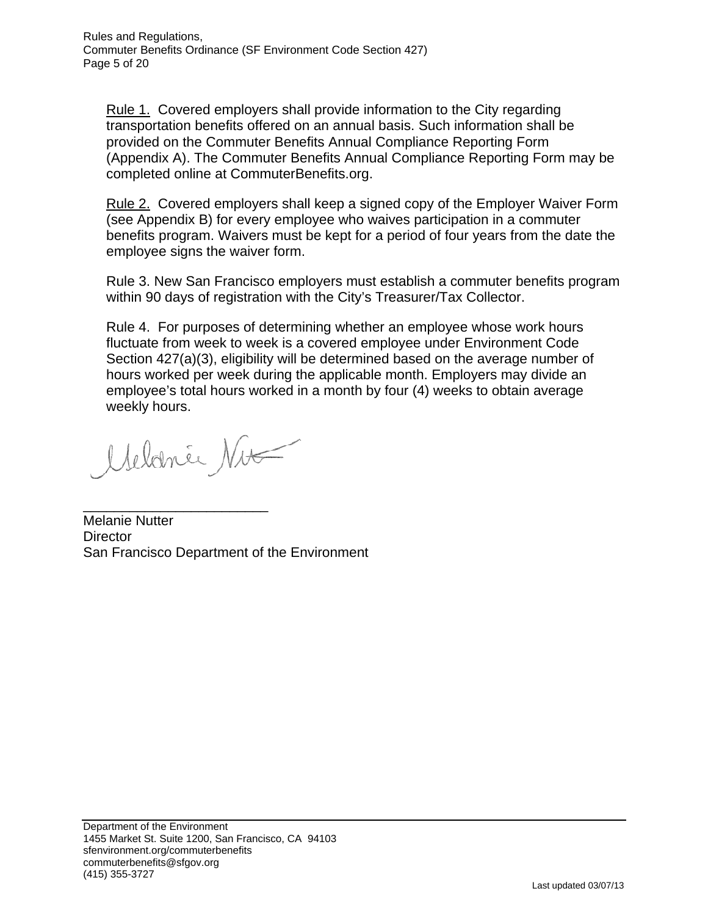<u>Rule 1.</u> Covered employers shall provide information to the City regarding transportation benefits offered on an annual basis. Such information shall be provided on the Commuter Benefits Annual Compliance Reporting Form (Appendix A). The Commuter Benefits Annual Compliance Reporting Form may be completed online at CommuterBenefits.org.

<u>Rule 2.</u> Covered employers shall keep a signed copy of the Employer Waiver Form (see Appendix B) for every employee who waives participation in a commuter benefits program. Waivers must be kept for a period of four years from the date the employee signs the waiver form.

Rule 3. New San Francisco employers must establish a commuter benefits program within 90 days of registration with the City's Treasurer/Tax Collector.

Rule 4. For purposes of determining whether an employee whose work hours fluctuate from week to week is a covered employee under Environment Code Section 427(a)(3), eligibility will be determined based on the average number of hours worked per week during the applicable month. Employers may divide an employee's total hours worked in a month by four (4) weeks to obtain average weekly hours.

\_\_\_\_\_\_\_\_\_\_\_\_\_\_\_\_\_\_\_\_\_\_\_\_

Melanie Nutter
Director
San Francisco Department of the Environment

Department of the Environment
1455 Market St. Suite 1200, San Francisco, CA 94103
sfenvironment.org/commuterbenefits
commuterbenefits@sfgov.org
(415) 355-3727

Last updated 03/07/13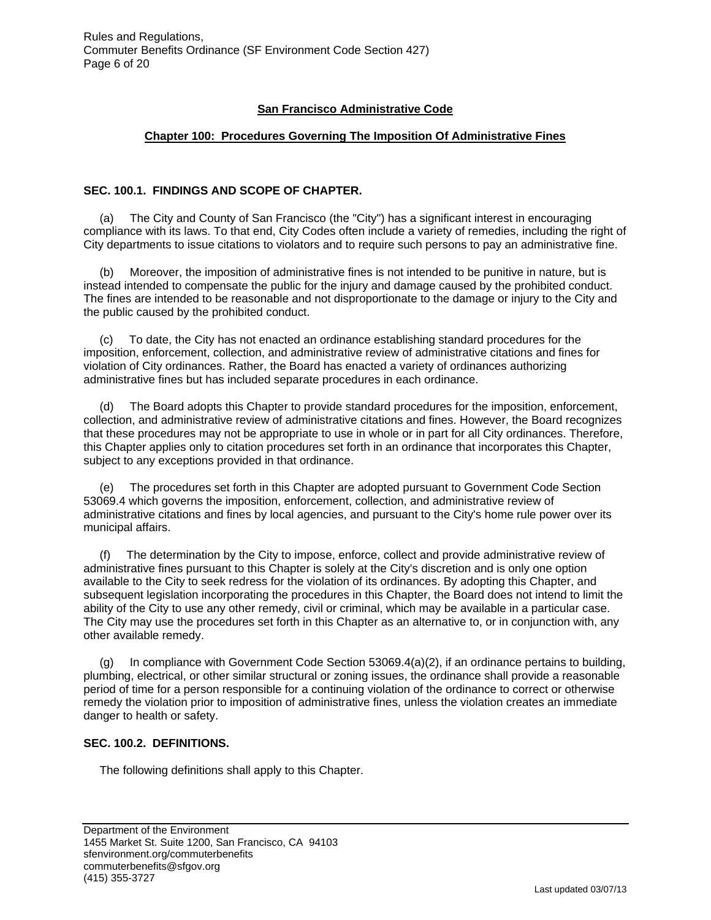## San Francisco Administrative Code

### Chapter 100: Procedures Governing The Imposition Of Administrative Fines

**SEC. 100.1. FINDINGS AND SCOPE OF CHAPTER.**

(a) The City and County of San Francisco (the "City") has a significant interest in encouraging compliance with its laws. To that end, City Codes often include a variety of remedies, including the right of City departments to issue citations to violators and to require such persons to pay an administrative fine.

(b) Moreover, the imposition of administrative fines is not intended to be punitive in nature, but is instead intended to compensate the public for the injury and damage caused by the prohibited conduct. The fines are intended to be reasonable and not disproportionate to the damage or injury to the City and the public caused by the prohibited conduct.

(c) To date, the City has not enacted an ordinance establishing standard procedures for the imposition, enforcement, collection, and administrative review of administrative citations and fines for violation of City ordinances. Rather, the Board has enacted a variety of ordinances authorizing administrative fines but has included separate procedures in each ordinance.

(d) The Board adopts this Chapter to provide standard procedures for the imposition, enforcement, collection, and administrative review of administrative citations and fines. However, the Board recognizes that these procedures may not be appropriate to use in whole or in part for all City ordinances. Therefore, this Chapter applies only to citation procedures set forth in an ordinance that incorporates this Chapter, subject to any exceptions provided in that ordinance.

(e) The procedures set forth in this Chapter are adopted pursuant to Government Code Section 53069.4 which governs the imposition, enforcement, collection, and administrative review of administrative citations and fines by local agencies, and pursuant to the City's home rule power over its municipal affairs.

(f) The determination by the City to impose, enforce, collect and provide administrative review of administrative fines pursuant to this Chapter is solely at the City's discretion and is only one option available to the City to seek redress for the violation of its ordinances. By adopting this Chapter, and subsequent legislation incorporating the procedures in this Chapter, the Board does not intend to limit the ability of the City to use any other remedy, civil or criminal, which may be available in a particular case. The City may use the procedures set forth in this Chapter as an alternative to, or in conjunction with, any other available remedy.

(g) In compliance with Government Code Section 53069.4(a)(2), if an ordinance pertains to building, plumbing, electrical, or other similar structural or zoning issues, the ordinance shall provide a reasonable period of time for a person responsible for a continuing violation of the ordinance to correct or otherwise remedy the violation prior to imposition of administrative fines, unless the violation creates an immediate danger to health or safety.

**SEC. 100.2. DEFINITIONS.**

The following definitions shall apply to this Chapter.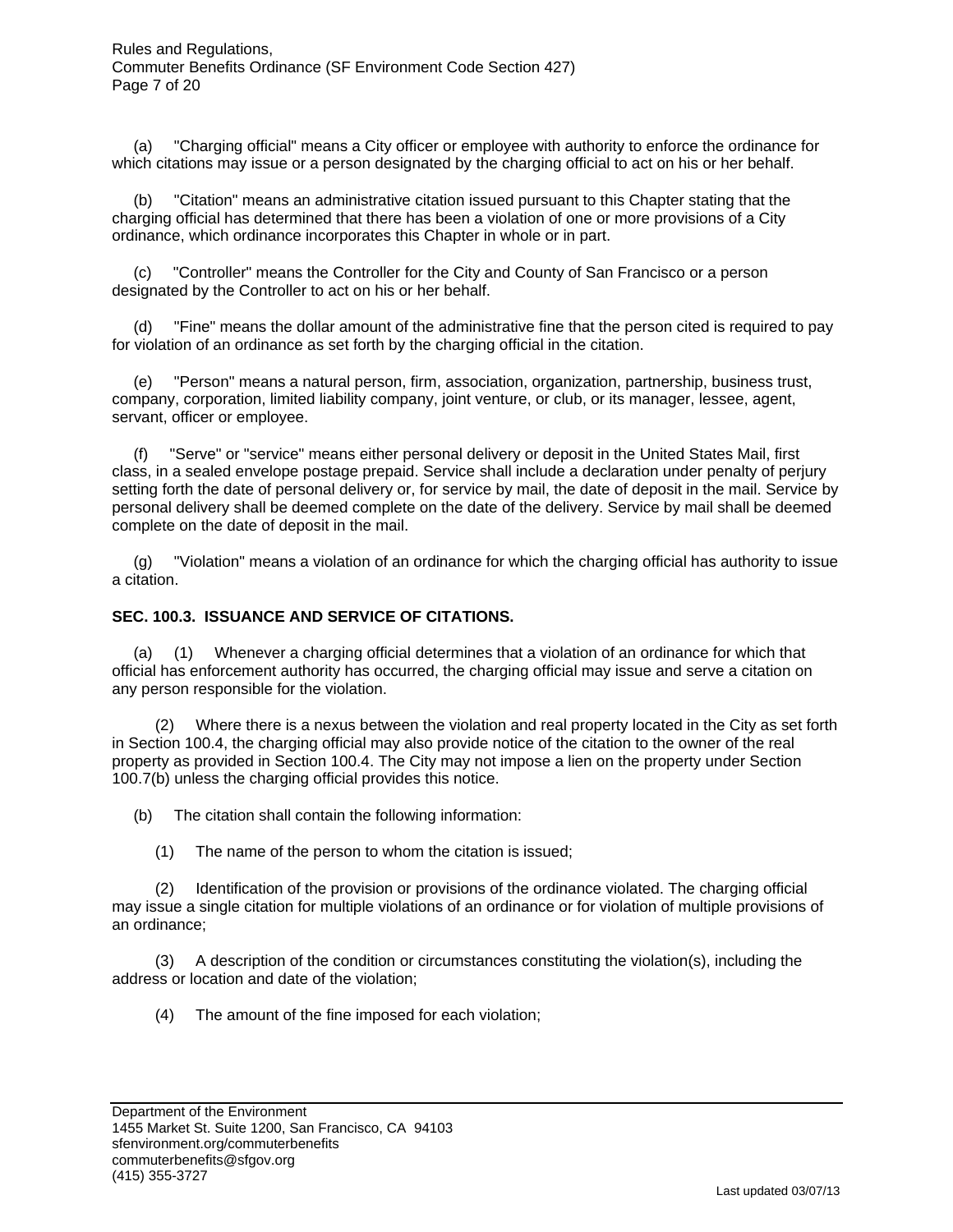(a) "Charging official" means a City officer or employee with authority to enforce the ordinance for which citations may issue or a person designated by the charging official to act on his or her behalf.

(b) "Citation" means an administrative citation issued pursuant to this Chapter stating that the charging official has determined that there has been a violation of one or more provisions of a City ordinance, which ordinance incorporates this Chapter in whole or in part.

(c) "Controller" means the Controller for the City and County of San Francisco or a person designated by the Controller to act on his or her behalf.

(d) "Fine" means the dollar amount of the administrative fine that the person cited is required to pay for violation of an ordinance as set forth by the charging official in the citation.

(e) "Person" means a natural person, firm, association, organization, partnership, business trust, company, corporation, limited liability company, joint venture, or club, or its manager, lessee, agent, servant, officer or employee.

(f) "Serve" or "service" means either personal delivery or deposit in the United States Mail, first class, in a sealed envelope postage prepaid. Service shall include a declaration under penalty of perjury setting forth the date of personal delivery or, for service by mail, the date of deposit in the mail. Service by personal delivery shall be deemed complete on the date of the delivery. Service by mail shall be deemed complete on the date of deposit in the mail.

(g) "Violation" means a violation of an ordinance for which the charging official has authority to issue a citation.

**SEC. 100.3. ISSUANCE AND SERVICE OF CITATIONS.**

(a) (1) Whenever a charging official determines that a violation of an ordinance for which that official has enforcement authority has occurred, the charging official may issue and serve a citation on any person responsible for the violation.

(2) Where there is a nexus between the violation and real property located in the City as set forth in Section 100.4, the charging official may also provide notice of the citation to the owner of the real property as provided in Section 100.4. The City may not impose a lien on the property under Section 100.7(b) unless the charging official provides this notice.

(b) The citation shall contain the following information:

(1) The name of the person to whom the citation is issued;

(2) Identification of the provision or provisions of the ordinance violated. The charging official may issue a single citation for multiple violations of an ordinance or for violation of multiple provisions of an ordinance;

(3) A description of the condition or circumstances constituting the violation(s), including the address or location and date of the violation;

(4) The amount of the fine imposed for each violation;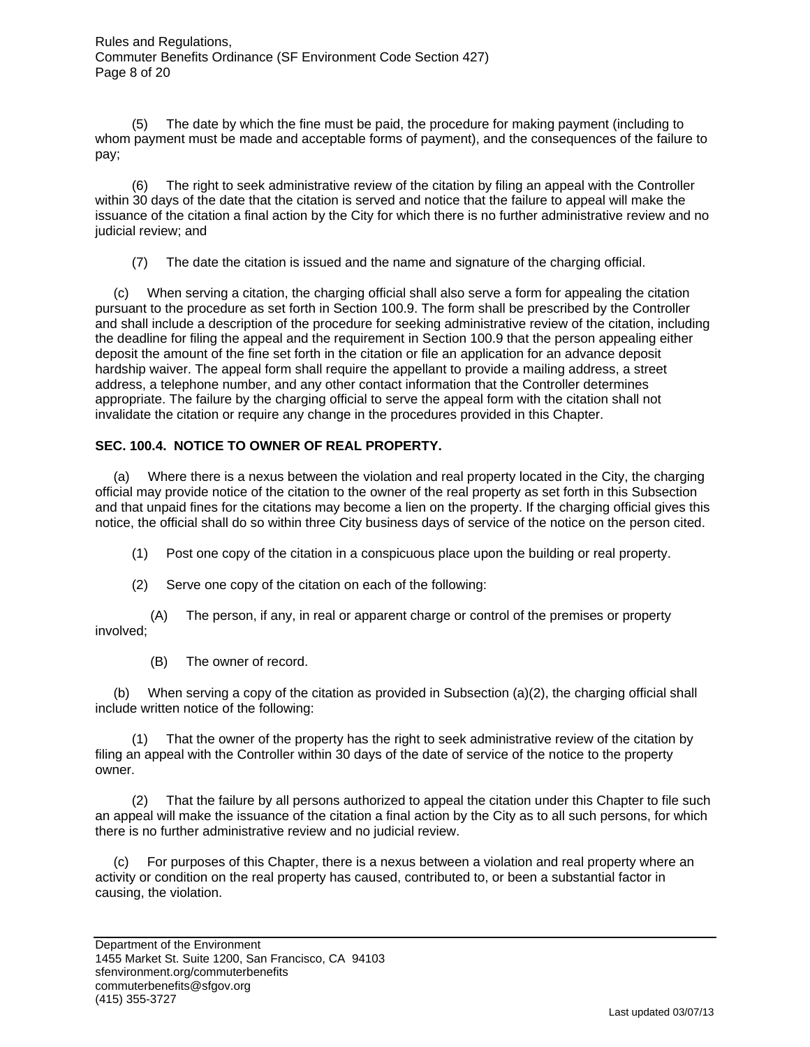(5) The date by which the fine must be paid, the procedure for making payment (including to whom payment must be made and acceptable forms of payment), and the consequences of the failure to pay;

(6) The right to seek administrative review of the citation by filing an appeal with the Controller within 30 days of the date that the citation is served and notice that the failure to appeal will make the issuance of the citation a final action by the City for which there is no further administrative review and no judicial review; and

(7) The date the citation is issued and the name and signature of the charging official.

(c) When serving a citation, the charging official shall also serve a form for appealing the citation pursuant to the procedure as set forth in Section 100.9. The form shall be prescribed by the Controller and shall include a description of the procedure for seeking administrative review of the citation, including the deadline for filing the appeal and the requirement in Section 100.9 that the person appealing either deposit the amount of the fine set forth in the citation or file an application for an advance deposit hardship waiver. The appeal form shall require the appellant to provide a mailing address, a street address, a telephone number, and any other contact information that the Controller determines appropriate. The failure by the charging official to serve the appeal form with the citation shall not invalidate the citation or require any change in the procedures provided in this Chapter.

**SEC. 100.4. NOTICE TO OWNER OF REAL PROPERTY.**

(a) Where there is a nexus between the violation and real property located in the City, the charging official may provide notice of the citation to the owner of the real property as set forth in this Subsection and that unpaid fines for the citations may become a lien on the property. If the charging official gives this notice, the official shall do so within three City business days of service of the notice on the person cited.

(1) Post one copy of the citation in a conspicuous place upon the building or real property.

(2) Serve one copy of the citation on each of the following:

(A) The person, if any, in real or apparent charge or control of the premises or property involved;

(B) The owner of record.

(b) When serving a copy of the citation as provided in Subsection (a)(2), the charging official shall include written notice of the following:

(1) That the owner of the property has the right to seek administrative review of the citation by filing an appeal with the Controller within 30 days of the date of service of the notice to the property owner.

(2) That the failure by all persons authorized to appeal the citation under this Chapter to file such an appeal will make the issuance of the citation a final action by the City as to all such persons, for which there is no further administrative review and no judicial review.

(c) For purposes of this Chapter, there is a nexus between a violation and real property where an activity or condition on the real property has caused, contributed to, or been a substantial factor in causing, the violation.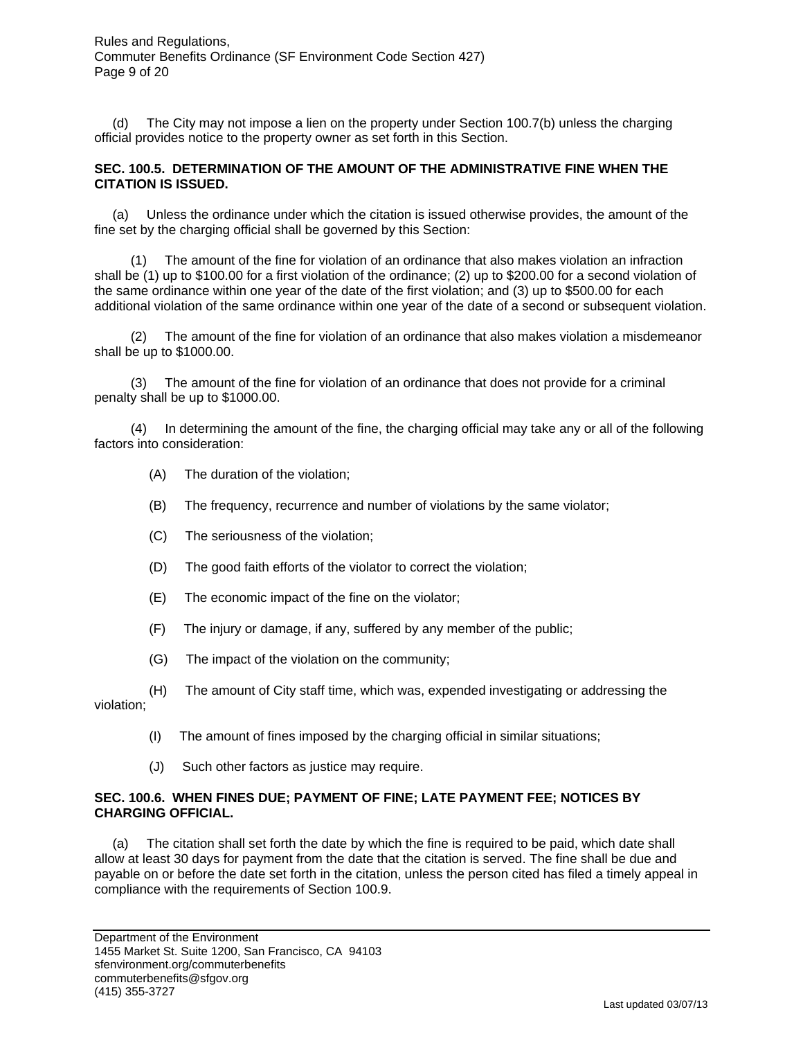(d) The City may not impose a lien on the property under Section 100.7(b) unless the charging official provides notice to the property owner as set forth in this Section.

**SEC. 100.5. DETERMINATION OF THE AMOUNT OF THE ADMINISTRATIVE FINE WHEN THE CITATION IS ISSUED.**

(a) Unless the ordinance under which the citation is issued otherwise provides, the amount of the fine set by the charging official shall be governed by this Section:

(1) The amount of the fine for violation of an ordinance that also makes violation an infraction shall be (1) up to $100.00 for a first violation of the ordinance; (2) up to $200.00 for a second violation of the same ordinance within one year of the date of the first violation; and (3) up to $500.00 for each additional violation of the same ordinance within one year of the date of a second or subsequent violation.

(2) The amount of the fine for violation of an ordinance that also makes violation a misdemeanor shall be up to $1000.00.

(3) The amount of the fine for violation of an ordinance that does not provide for a criminal penalty shall be up to $1000.00.

(4) In determining the amount of the fine, the charging official may take any or all of the following factors into consideration:

(A) The duration of the violation;

(B) The frequency, recurrence and number of violations by the same violator;

(C) The seriousness of the violation;

(D) The good faith efforts of the violator to correct the violation;

(E) The economic impact of the fine on the violator;

(F) The injury or damage, if any, suffered by any member of the public;

(G) The impact of the violation on the community;

(H) The amount of City staff time, which was, expended investigating or addressing the violation;

(I) The amount of fines imposed by the charging official in similar situations;

(J) Such other factors as justice may require.

**SEC. 100.6. WHEN FINES DUE; PAYMENT OF FINE; LATE PAYMENT FEE; NOTICES BY CHARGING OFFICIAL.**

(a) The citation shall set forth the date by which the fine is required to be paid, which date shall allow at least 30 days for payment from the date that the citation is served. The fine shall be due and payable on or before the date set forth in the citation, unless the person cited has filed a timely appeal in compliance with the requirements of Section 100.9.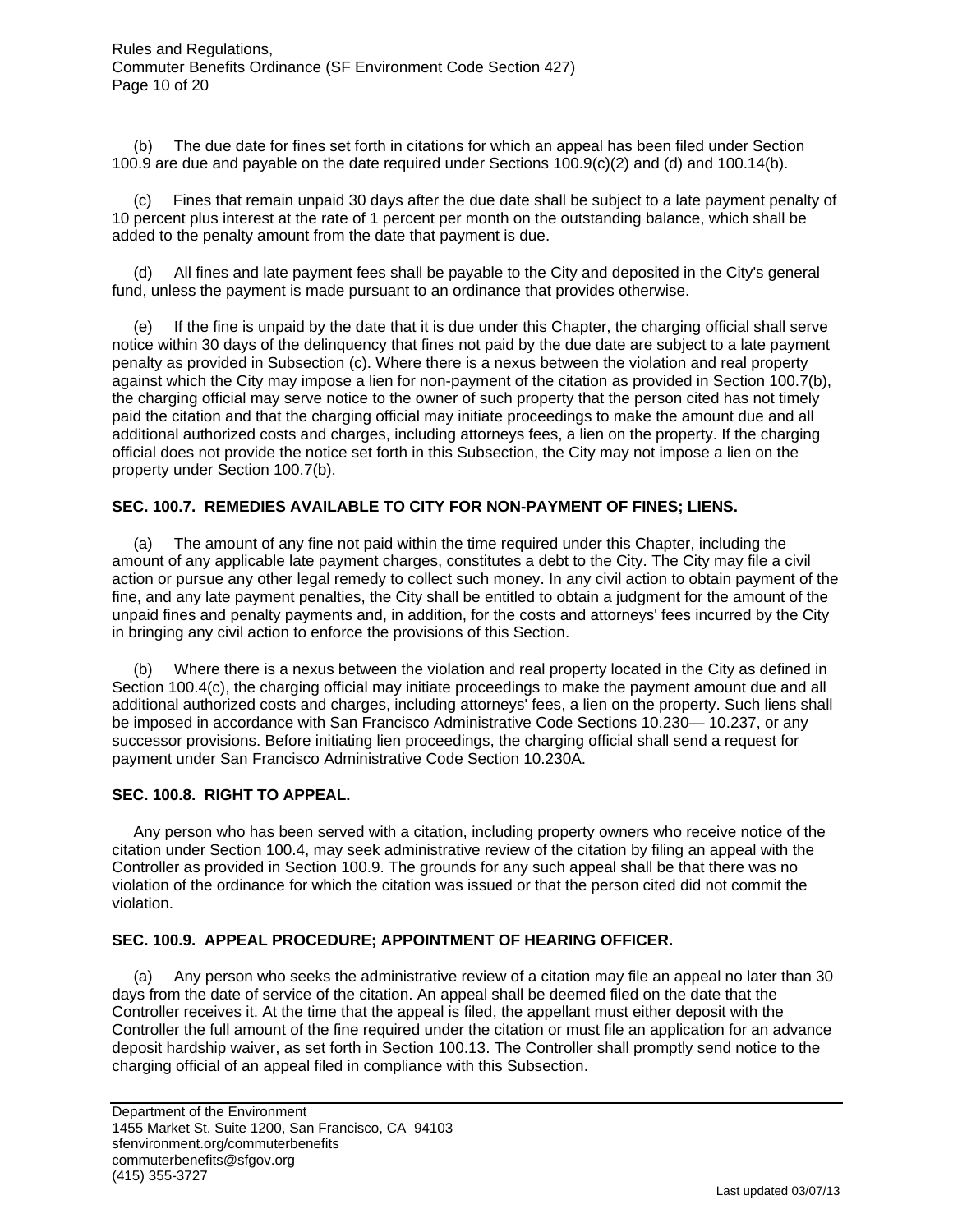(b) The due date for fines set forth in citations for which an appeal has been filed under Section 100.9 are due and payable on the date required under Sections 100.9(c)(2) and (d) and 100.14(b).

(c) Fines that remain unpaid 30 days after the due date shall be subject to a late payment penalty of 10 percent plus interest at the rate of 1 percent per month on the outstanding balance, which shall be added to the penalty amount from the date that payment is due.

(d) All fines and late payment fees shall be payable to the City and deposited in the City's general fund, unless the payment is made pursuant to an ordinance that provides otherwise.

(e) If the fine is unpaid by the date that it is due under this Chapter, the charging official shall serve notice within 30 days of the delinquency that fines not paid by the due date are subject to a late payment penalty as provided in Subsection (c). Where there is a nexus between the violation and real property against which the City may impose a lien for non-payment of the citation as provided in Section 100.7(b), the charging official may serve notice to the owner of such property that the person cited has not timely paid the citation and that the charging official may initiate proceedings to make the amount due and all additional authorized costs and charges, including attorneys fees, a lien on the property. If the charging official does not provide the notice set forth in this Subsection, the City may not impose a lien on the property under Section 100.7(b).

**SEC. 100.7. REMEDIES AVAILABLE TO CITY FOR NON-PAYMENT OF FINES; LIENS.**

(a) The amount of any fine not paid within the time required under this Chapter, including the amount of any applicable late payment charges, constitutes a debt to the City. The City may file a civil action or pursue any other legal remedy to collect such money. In any civil action to obtain payment of the fine, and any late payment penalties, the City shall be entitled to obtain a judgment for the amount of the unpaid fines and penalty payments and, in addition, for the costs and attorneys' fees incurred by the City in bringing any civil action to enforce the provisions of this Section.

(b) Where there is a nexus between the violation and real property located in the City as defined in Section 100.4(c), the charging official may initiate proceedings to make the payment amount due and all additional authorized costs and charges, including attorneys' fees, a lien on the property. Such liens shall be imposed in accordance with San Francisco Administrative Code Sections 10.230— 10.237, or any successor provisions. Before initiating lien proceedings, the charging official shall send a request for payment under San Francisco Administrative Code Section 10.230A.

**SEC. 100.8. RIGHT TO APPEAL.**

Any person who has been served with a citation, including property owners who receive notice of the citation under Section 100.4, may seek administrative review of the citation by filing an appeal with the Controller as provided in Section 100.9. The grounds for any such appeal shall be that there was no violation of the ordinance for which the citation was issued or that the person cited did not commit the violation.

**SEC. 100.9. APPEAL PROCEDURE; APPOINTMENT OF HEARING OFFICER.**

(a) Any person who seeks the administrative review of a citation may file an appeal no later than 30 days from the date of service of the citation. An appeal shall be deemed filed on the date that the Controller receives it. At the time that the appeal is filed, the appellant must either deposit with the Controller the full amount of the fine required under the citation or must file an application for an advance deposit hardship waiver, as set forth in Section 100.13. The Controller shall promptly send notice to the charging official of an appeal filed in compliance with this Subsection.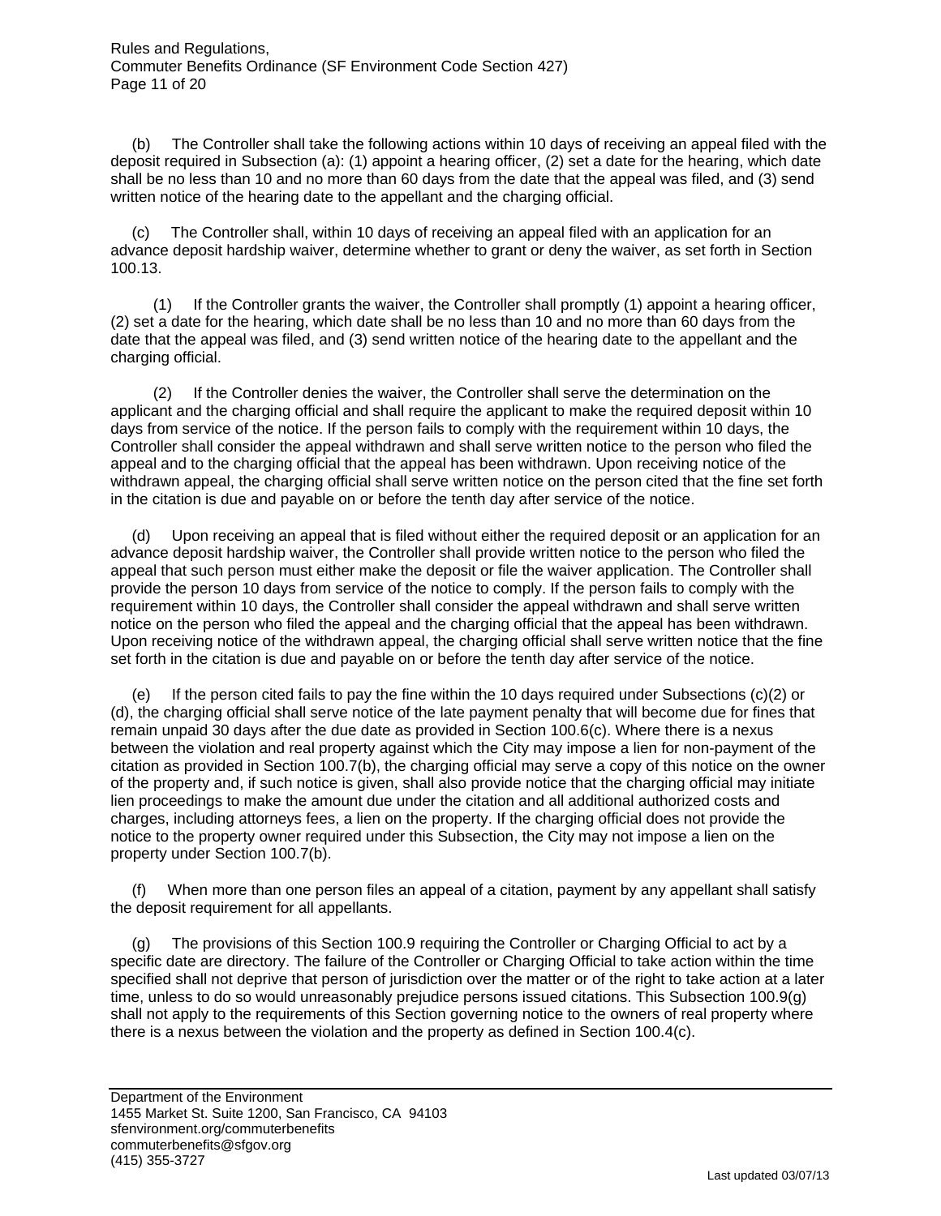(b) The Controller shall take the following actions within 10 days of receiving an appeal filed with the deposit required in Subsection (a): (1) appoint a hearing officer, (2) set a date for the hearing, which date shall be no less than 10 and no more than 60 days from the date that the appeal was filed, and (3) send written notice of the hearing date to the appellant and the charging official.

(c) The Controller shall, within 10 days of receiving an appeal filed with an application for an advance deposit hardship waiver, determine whether to grant or deny the waiver, as set forth in Section 100.13.

(1) If the Controller grants the waiver, the Controller shall promptly (1) appoint a hearing officer, (2) set a date for the hearing, which date shall be no less than 10 and no more than 60 days from the date that the appeal was filed, and (3) send written notice of the hearing date to the appellant and the charging official.

(2) If the Controller denies the waiver, the Controller shall serve the determination on the applicant and the charging official and shall require the applicant to make the required deposit within 10 days from service of the notice. If the person fails to comply with the requirement within 10 days, the Controller shall consider the appeal withdrawn and shall serve written notice to the person who filed the appeal and to the charging official that the appeal has been withdrawn. Upon receiving notice of the withdrawn appeal, the charging official shall serve written notice on the person cited that the fine set forth in the citation is due and payable on or before the tenth day after service of the notice.

(d) Upon receiving an appeal that is filed without either the required deposit or an application for an advance deposit hardship waiver, the Controller shall provide written notice to the person who filed the appeal that such person must either make the deposit or file the waiver application. The Controller shall provide the person 10 days from service of the notice to comply. If the person fails to comply with the requirement within 10 days, the Controller shall consider the appeal withdrawn and shall serve written notice on the person who filed the appeal and the charging official that the appeal has been withdrawn. Upon receiving notice of the withdrawn appeal, the charging official shall serve written notice that the fine set forth in the citation is due and payable on or before the tenth day after service of the notice.

(e) If the person cited fails to pay the fine within the 10 days required under Subsections (c)(2) or (d), the charging official shall serve notice of the late payment penalty that will become due for fines that remain unpaid 30 days after the due date as provided in Section 100.6(c). Where there is a nexus between the violation and real property against which the City may impose a lien for non-payment of the citation as provided in Section 100.7(b), the charging official may serve a copy of this notice on the owner of the property and, if such notice is given, shall also provide notice that the charging official may initiate lien proceedings to make the amount due under the citation and all additional authorized costs and charges, including attorneys fees, a lien on the property. If the charging official does not provide the notice to the property owner required under this Subsection, the City may not impose a lien on the property under Section 100.7(b).

(f) When more than one person files an appeal of a citation, payment by any appellant shall satisfy the deposit requirement for all appellants.

(g) The provisions of this Section 100.9 requiring the Controller or Charging Official to act by a specific date are directory. The failure of the Controller or Charging Official to take action within the time specified shall not deprive that person of jurisdiction over the matter or of the right to take action at a later time, unless to do so would unreasonably prejudice persons issued citations. This Subsection 100.9(g) shall not apply to the requirements of this Section governing notice to the owners of real property where there is a nexus between the violation and the property as defined in Section 100.4(c).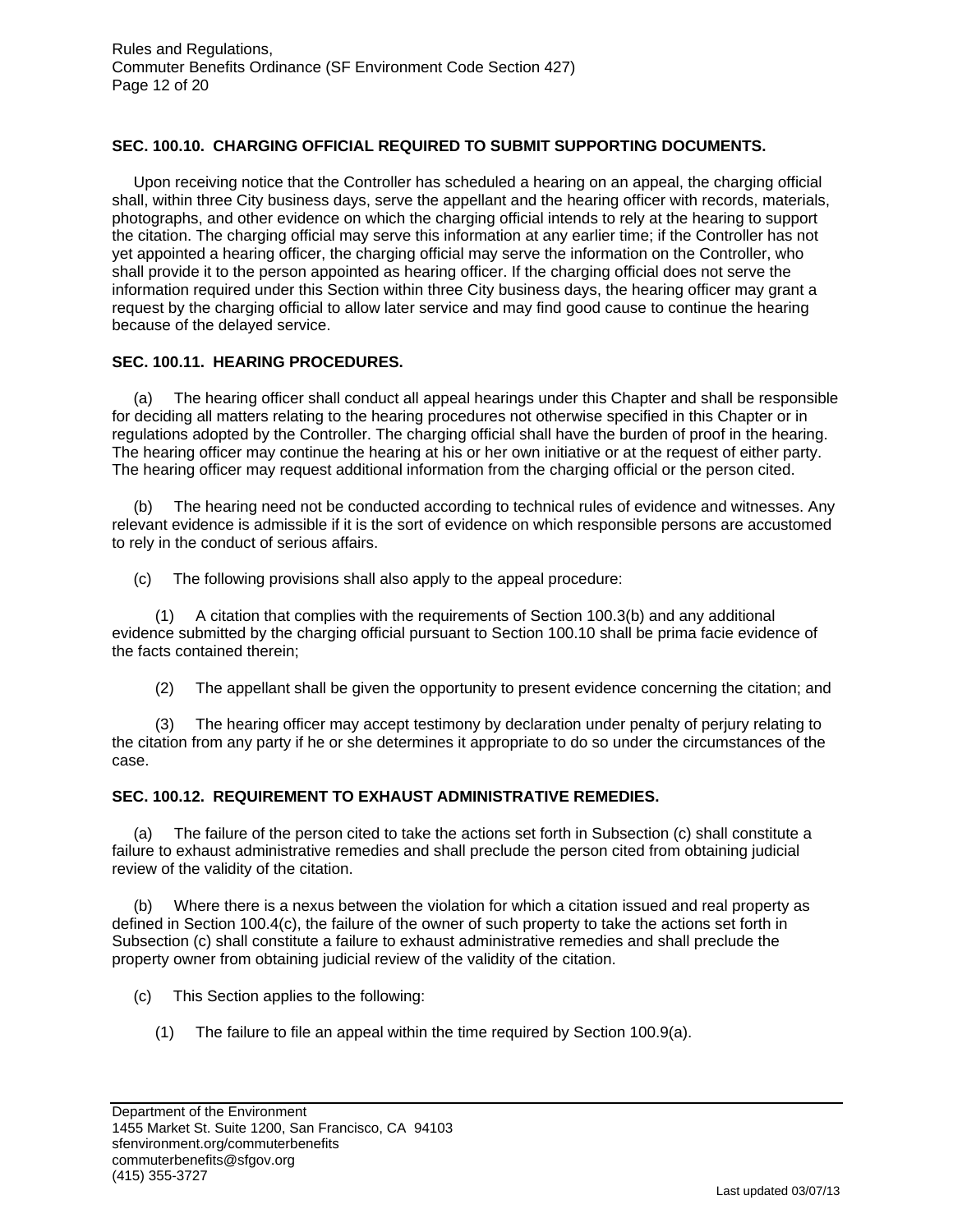### SEC. 100.10. CHARGING OFFICIAL REQUIRED TO SUBMIT SUPPORTING DOCUMENTS.

Upon receiving notice that the Controller has scheduled a hearing on an appeal, the charging official shall, within three City business days, serve the appellant and the hearing officer with records, materials, photographs, and other evidence on which the charging official intends to rely at the hearing to support the citation. The charging official may serve this information at any earlier time; if the Controller has not yet appointed a hearing officer, the charging official may serve the information on the Controller, who shall provide it to the person appointed as hearing officer. If the charging official does not serve the information required under this Section within three City business days, the hearing officer may grant a request by the charging official to allow later service and may find good cause to continue the hearing because of the delayed service.

### SEC. 100.11. HEARING PROCEDURES.

(a) The hearing officer shall conduct all appeal hearings under this Chapter and shall be responsible for deciding all matters relating to the hearing procedures not otherwise specified in this Chapter or in regulations adopted by the Controller. The charging official shall have the burden of proof in the hearing. The hearing officer may continue the hearing at his or her own initiative or at the request of either party. The hearing officer may request additional information from the charging official or the person cited.

(b) The hearing need not be conducted according to technical rules of evidence and witnesses. Any relevant evidence is admissible if it is the sort of evidence on which responsible persons are accustomed to rely in the conduct of serious affairs.

(c) The following provisions shall also apply to the appeal procedure:

(1) A citation that complies with the requirements of Section 100.3(b) and any additional evidence submitted by the charging official pursuant to Section 100.10 shall be prima facie evidence of the facts contained therein;

(2) The appellant shall be given the opportunity to present evidence concerning the citation; and

(3) The hearing officer may accept testimony by declaration under penalty of perjury relating to the citation from any party if he or she determines it appropriate to do so under the circumstances of the case.

### SEC. 100.12. REQUIREMENT TO EXHAUST ADMINISTRATIVE REMEDIES.

(a) The failure of the person cited to take the actions set forth in Subsection (c) shall constitute a failure to exhaust administrative remedies and shall preclude the person cited from obtaining judicial review of the validity of the citation.

(b) Where there is a nexus between the violation for which a citation issued and real property as defined in Section 100.4(c), the failure of the owner of such property to take the actions set forth in Subsection (c) shall constitute a failure to exhaust administrative remedies and shall preclude the property owner from obtaining judicial review of the validity of the citation.

(c) This Section applies to the following:

(1) The failure to file an appeal within the time required by Section 100.9(a).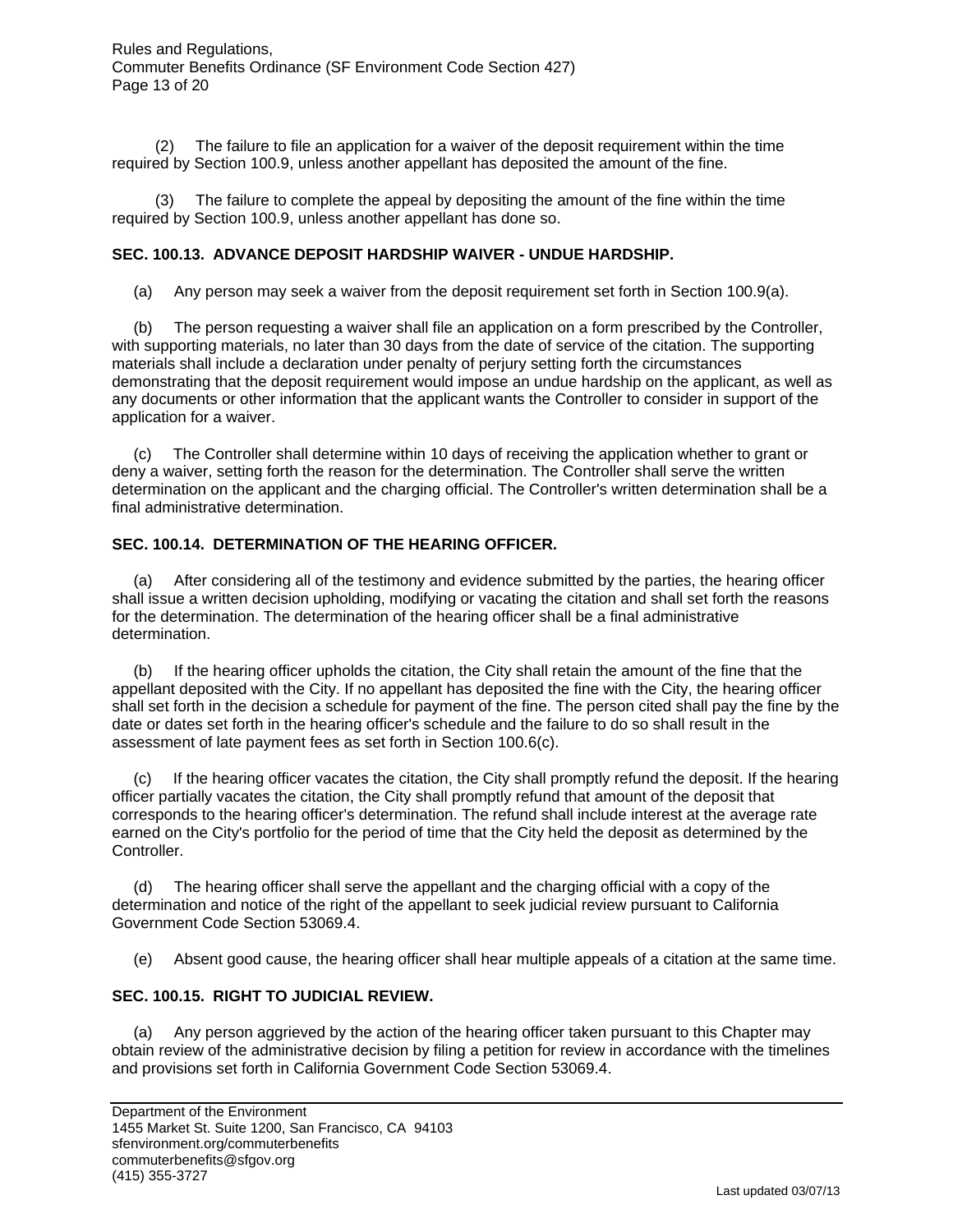(2) The failure to file an application for a waiver of the deposit requirement within the time required by Section 100.9, unless another appellant has deposited the amount of the fine.

(3) The failure to complete the appeal by depositing the amount of the fine within the time required by Section 100.9, unless another appellant has done so.

**SEC. 100.13. ADVANCE DEPOSIT HARDSHIP WAIVER - UNDUE HARDSHIP.**

(a) Any person may seek a waiver from the deposit requirement set forth in Section 100.9(a).

(b) The person requesting a waiver shall file an application on a form prescribed by the Controller, with supporting materials, no later than 30 days from the date of service of the citation. The supporting materials shall include a declaration under penalty of perjury setting forth the circumstances demonstrating that the deposit requirement would impose an undue hardship on the applicant, as well as any documents or other information that the applicant wants the Controller to consider in support of the application for a waiver.

(c) The Controller shall determine within 10 days of receiving the application whether to grant or deny a waiver, setting forth the reason for the determination. The Controller shall serve the written determination on the applicant and the charging official. The Controller's written determination shall be a final administrative determination.

**SEC. 100.14. DETERMINATION OF THE HEARING OFFICER.**

(a) After considering all of the testimony and evidence submitted by the parties, the hearing officer shall issue a written decision upholding, modifying or vacating the citation and shall set forth the reasons for the determination. The determination of the hearing officer shall be a final administrative determination.

(b) If the hearing officer upholds the citation, the City shall retain the amount of the fine that the appellant deposited with the City. If no appellant has deposited the fine with the City, the hearing officer shall set forth in the decision a schedule for payment of the fine. The person cited shall pay the fine by the date or dates set forth in the hearing officer's schedule and the failure to do so shall result in the assessment of late payment fees as set forth in Section 100.6(c).

(c) If the hearing officer vacates the citation, the City shall promptly refund the deposit. If the hearing officer partially vacates the citation, the City shall promptly refund that amount of the deposit that corresponds to the hearing officer's determination. The refund shall include interest at the average rate earned on the City's portfolio for the period of time that the City held the deposit as determined by the Controller.

(d) The hearing officer shall serve the appellant and the charging official with a copy of the determination and notice of the right of the appellant to seek judicial review pursuant to California Government Code Section 53069.4.

(e) Absent good cause, the hearing officer shall hear multiple appeals of a citation at the same time.

**SEC. 100.15. RIGHT TO JUDICIAL REVIEW.**

(a) Any person aggrieved by the action of the hearing officer taken pursuant to this Chapter may obtain review of the administrative decision by filing a petition for review in accordance with the timelines and provisions set forth in California Government Code Section 53069.4.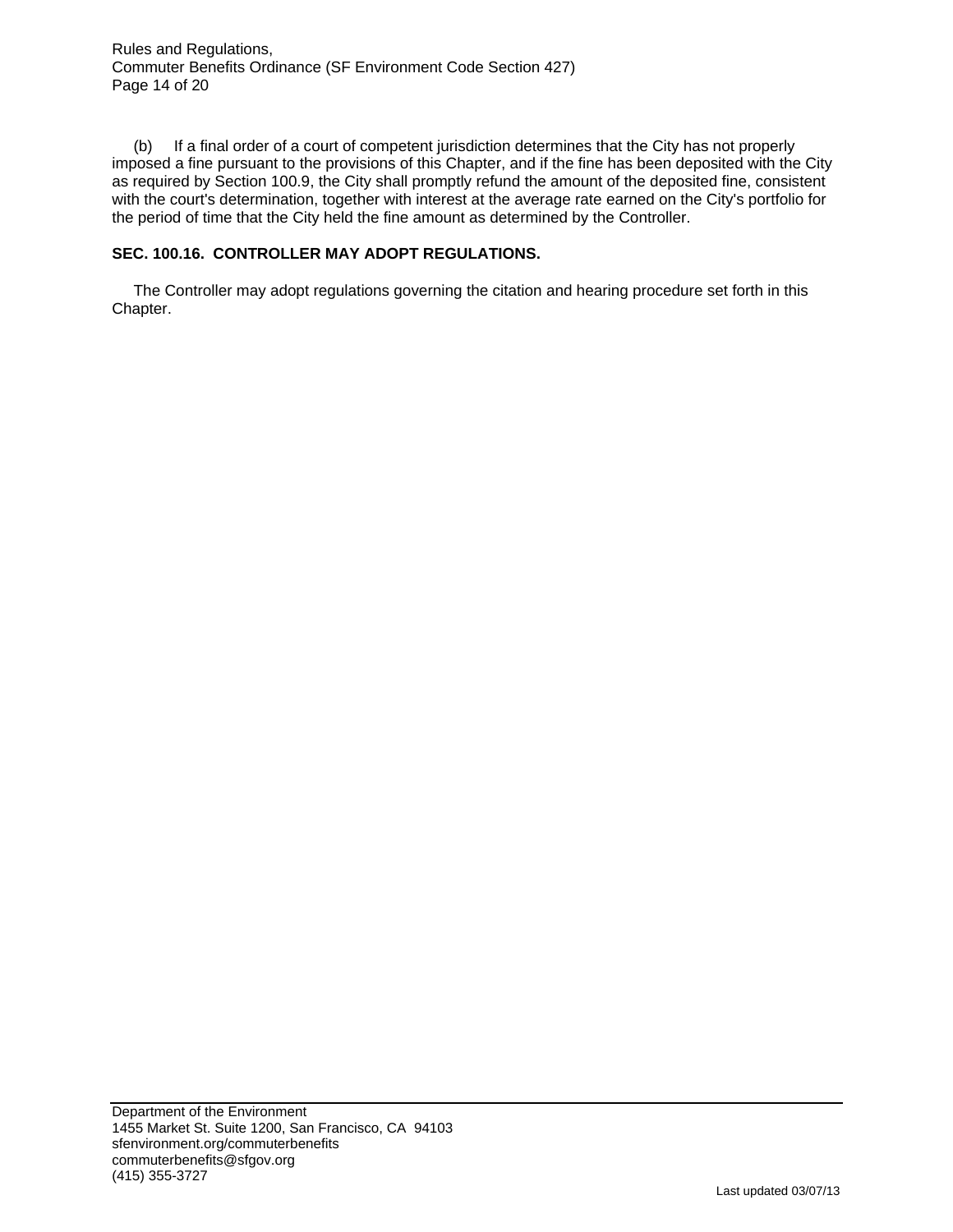(b) If a final order of a court of competent jurisdiction determines that the City has not properly imposed a fine pursuant to the provisions of this Chapter, and if the fine has been deposited with the City as required by Section 100.9, the City shall promptly refund the amount of the deposited fine, consistent with the court's determination, together with interest at the average rate earned on the City's portfolio for the period of time that the City held the fine amount as determined by the Controller.

**SEC. 100.16. CONTROLLER MAY ADOPT REGULATIONS.**

The Controller may adopt regulations governing the citation and hearing procedure set forth in this Chapter.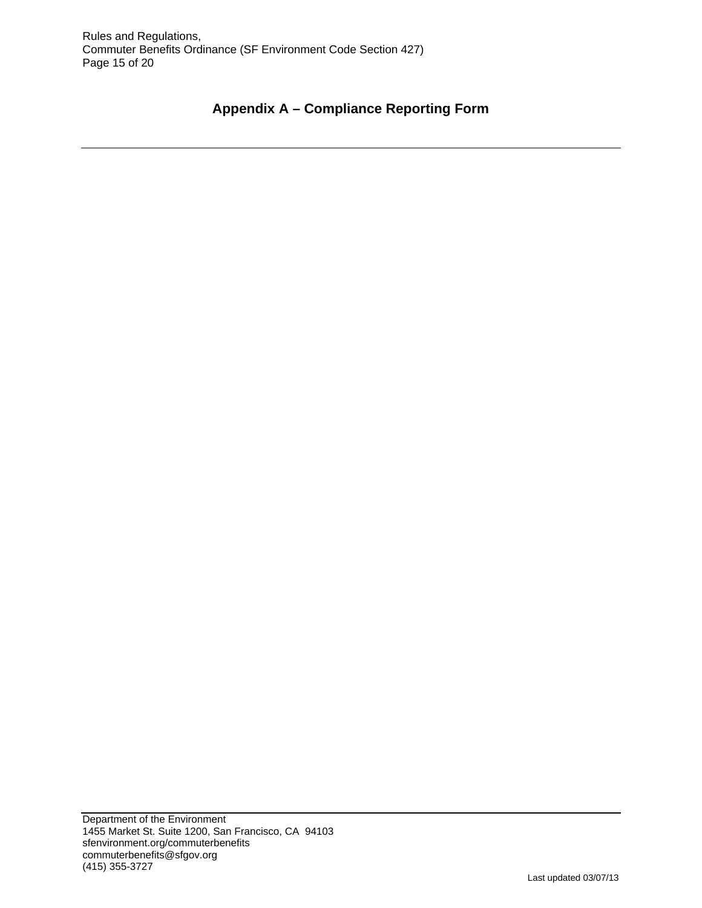# Appendix A – Compliance Reporting Form

---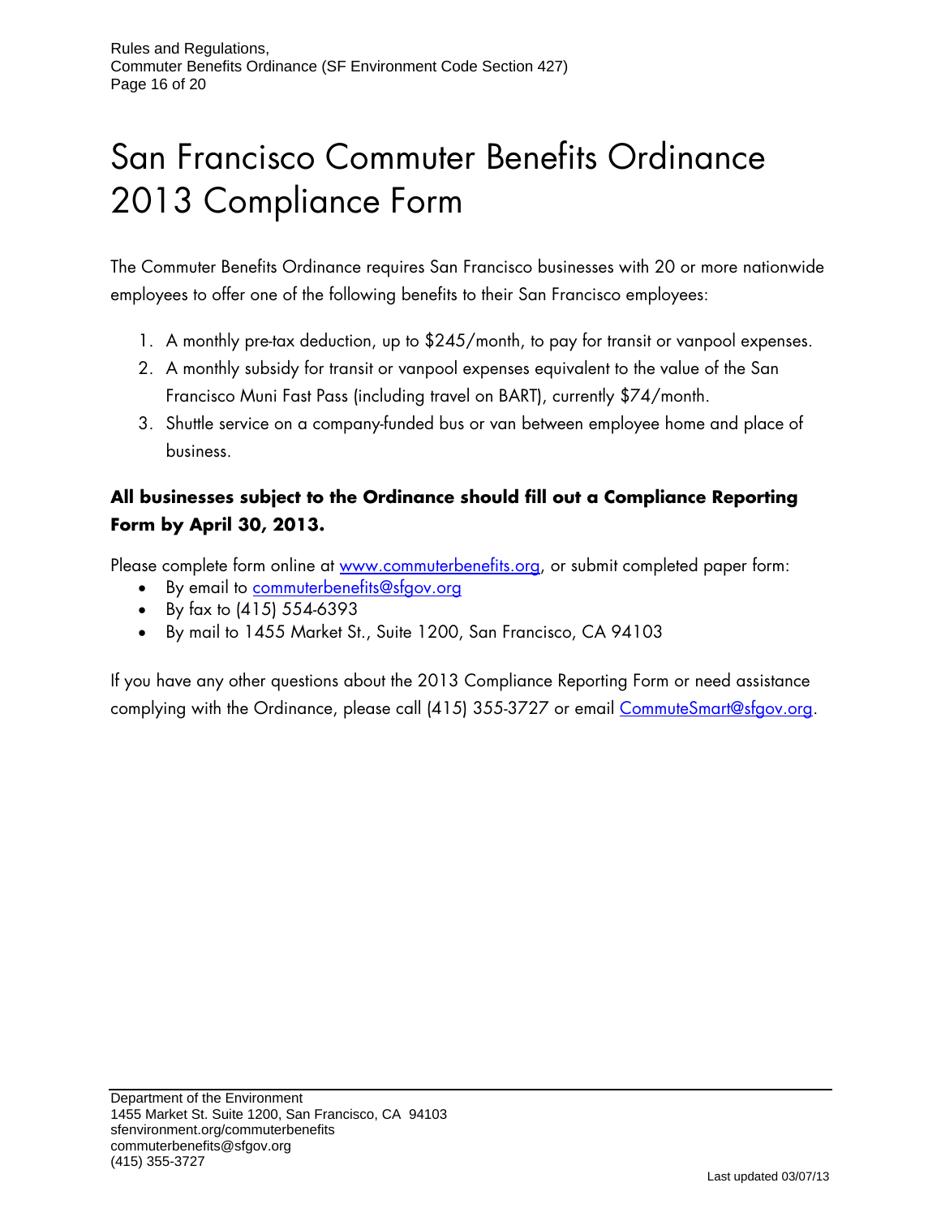# San Francisco Commuter Benefits Ordinance 2013 Compliance Form

The Commuter Benefits Ordinance requires San Francisco businesses with 20 or more nationwide employees to offer one of the following benefits to their San Francisco employees:

1. A monthly pre-tax deduction, up to $245/month, to pay for transit or vanpool expenses.
2. A monthly subsidy for transit or vanpool expenses equivalent to the value of the San Francisco Muni Fast Pass (including travel on BART), currently $74/month.
3. Shuttle service on a company-funded bus or van between employee home and place of business.

**All businesses subject to the Ordinance should fill out a Compliance Reporting Form by April 30, 2013.**

Please complete form online at www.commuterbenefits.org, or submit completed paper form:

- By email to commuterbenefits@sfgov.org
- By fax to (415) 554-6393
- By mail to 1455 Market St., Suite 1200, San Francisco, CA 94103

If you have any other questions about the 2013 Compliance Reporting Form or need assistance complying with the Ordinance, please call (415) 355-3727 or email CommuteSmart@sfgov.org.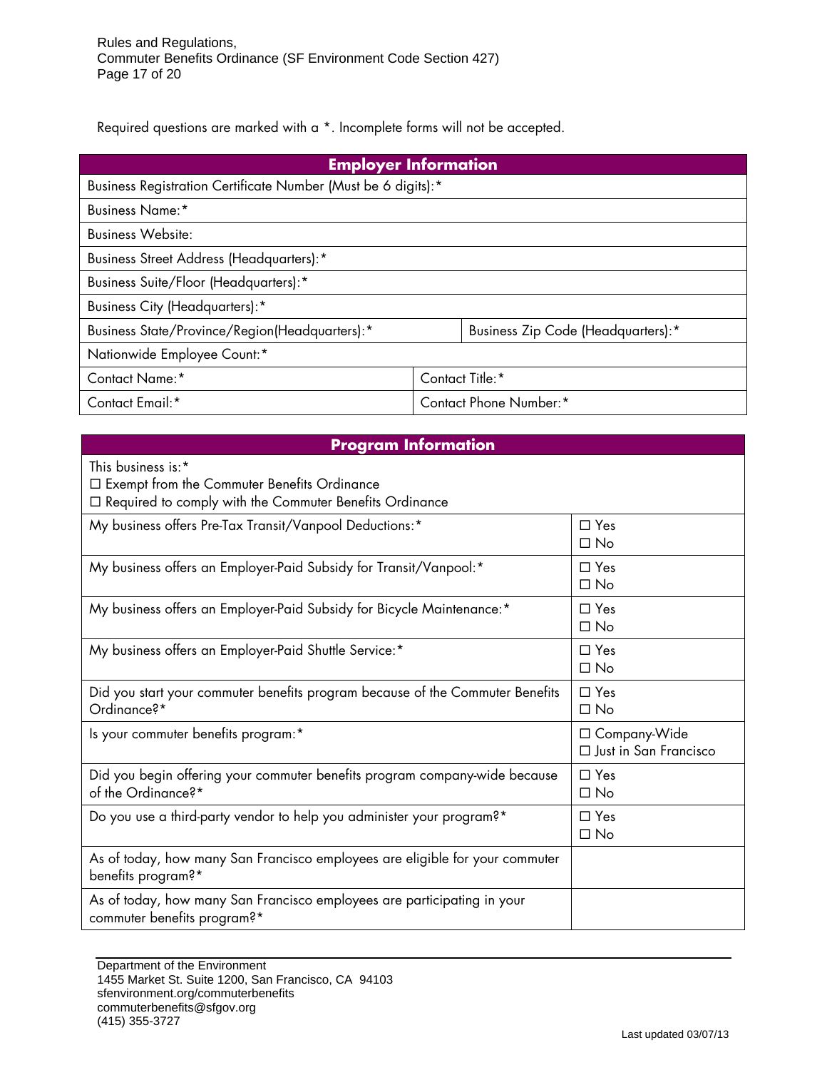Required questions are marked with a *. Incomplete forms will not be accepted.

| Employer Information | |
|---|---|
| Business Registration Certificate Number (Must be 6 digits):* | |
| Business Name:* | |
| Business Website: | |
| Business Street Address (Headquarters):* | |
| Business Suite/Floor (Headquarters):* | |
| Business City (Headquarters):* | |
| Business State/Province/Region(Headquarters):* | Business Zip Code (Headquarters):* |
| Nationwide Employee Count:* | |
| Contact Name:* | Contact Title:* |
| Contact Email:* | Contact Phone Number:* |

| Program Information | |
|---|---|
| This business is:* <br> ☐ Exempt from the Commuter Benefits Ordinance <br> ☐ Required to comply with the Commuter Benefits Ordinance | |
| My business offers Pre-Tax Transit/Vanpool Deductions:* | ☐ Yes <br> ☐ No |
| My business offers an Employer-Paid Subsidy for Transit/Vanpool:* | ☐ Yes <br> ☐ No |
| My business offers an Employer-Paid Subsidy for Bicycle Maintenance:* | ☐ Yes <br> ☐ No |
| My business offers an Employer-Paid Shuttle Service:* | ☐ Yes <br> ☐ No |
| Did you start your commuter benefits program because of the Commuter Benefits Ordinance?* | ☐ Yes <br> ☐ No |
| Is your commuter benefits program:* | ☐ Company-Wide <br> ☐ Just in San Francisco |
| Did you begin offering your commuter benefits program company-wide because of the Ordinance?* | ☐ Yes <br> ☐ No |
| Do you use a third-party vendor to help you administer your program?* | ☐ Yes <br> ☐ No |
| As of today, how many San Francisco employees are eligible for your commuter benefits program?* | |
| As of today, how many San Francisco employees are participating in your commuter benefits program?* | |

Department of the Environment
1455 Market St. Suite 1200, San Francisco, CA 94103
sfenvironment.org/commuterbenefits
commuterbenefits@sfgov.org
(415) 355-3727

Last updated 03/07/13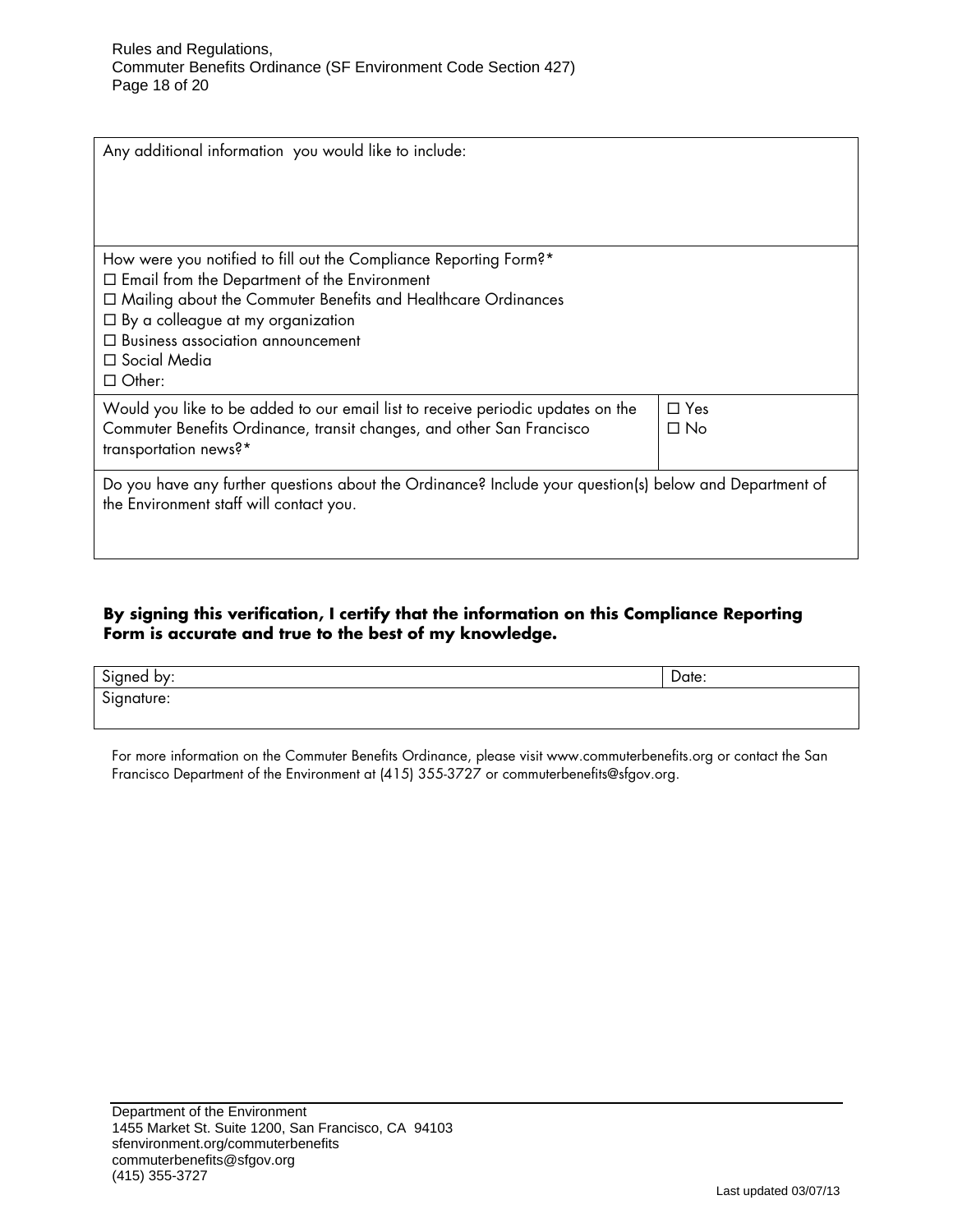| Any additional information you would like to include: | |
|---|---|
| How were you notified to fill out the Compliance Reporting Form?*<br>☐ Email from the Department of the Environment<br>☐ Mailing about the Commuter Benefits and Healthcare Ordinances<br>☐ By a colleague at my organization<br>☐ Business association announcement<br>☐ Social Media<br>☐ Other: | |
| Would you like to be added to our email list to receive periodic updates on the Commuter Benefits Ordinance, transit changes, and other San Francisco transportation news?* | ☐ Yes<br>☐ No |
| Do you have any further questions about the Ordinance? Include your question(s) below and Department of the Environment staff will contact you. | |

**By signing this verification, I certify that the information on this Compliance Reporting Form is accurate and true to the best of my knowledge.**

| Signed by: | Date: |
|---|---|
| Signature: | |

For more information on the Commuter Benefits Ordinance, please visit www.commuterbenefits.org or contact the San Francisco Department of the Environment at (415) 355-3727 or commuterbenefits@sfgov.org.

Department of the Environment
1455 Market St. Suite 1200, San Francisco, CA 94103
sfenvironment.org/commuterbenefits
commuterbenefits@sfgov.org
(415) 355-3727

Last updated 03/07/13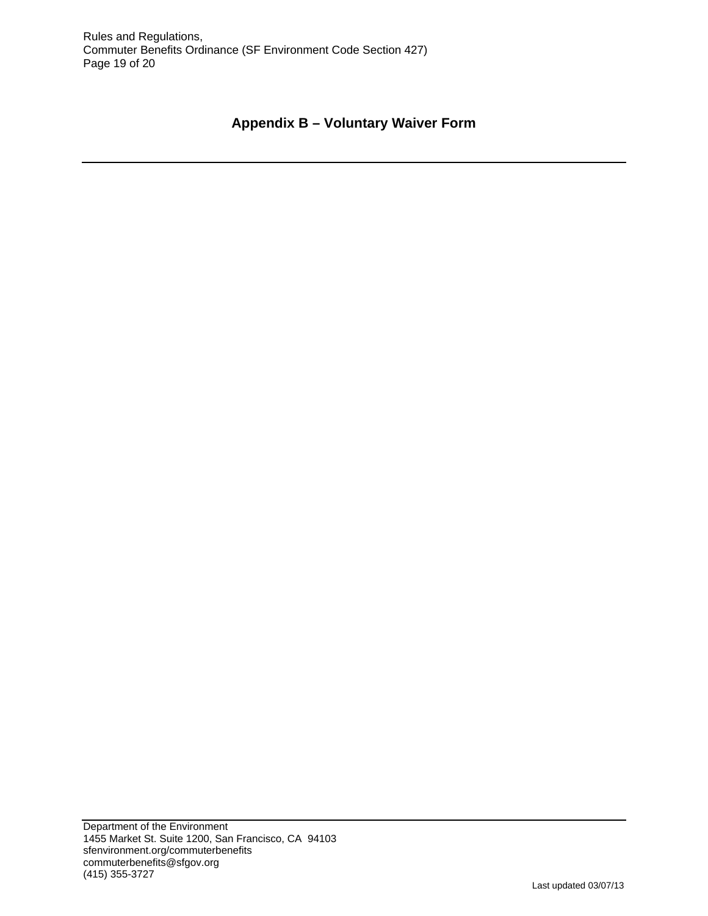# Appendix B – Voluntary Waiver Form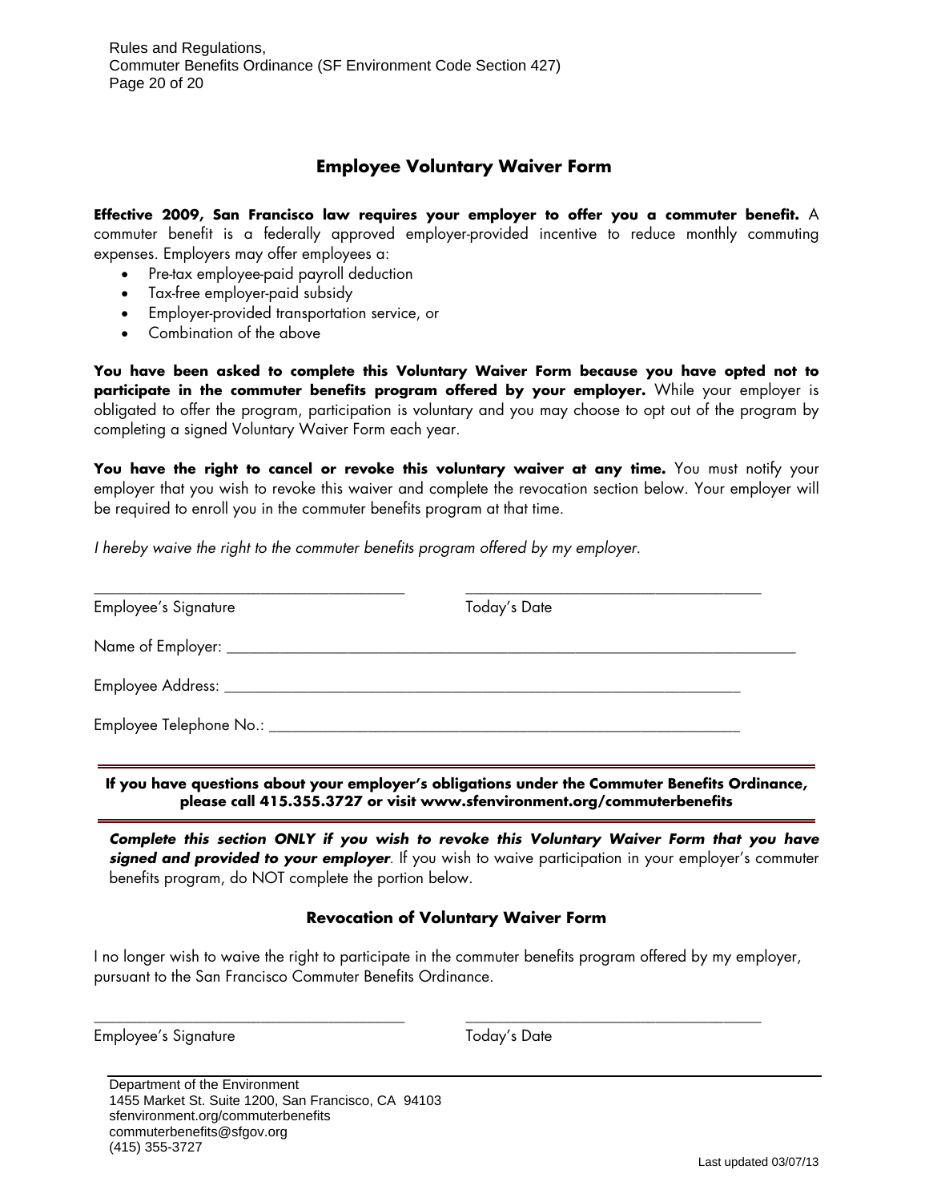## Employee Voluntary Waiver Form

**Effective 2009, San Francisco law requires your employer to offer you a commuter benefit.** A commuter benefit is a federally approved employer-provided incentive to reduce monthly commuting expenses. Employers may offer employees a:

- Pre-tax employee-paid payroll deduction
- Tax-free employer-paid subsidy
- Employer-provided transportation service, or
- Combination of the above

**You have been asked to complete this Voluntary Waiver Form because you have opted not to participate in the commuter benefits program offered by your employer.** While your employer is obligated to offer the program, participation is voluntary and you may choose to opt out of the program by completing a signed Voluntary Waiver Form each year.

**You have the right to cancel or revoke this voluntary waiver at any time.** You must notify your employer that you wish to revoke this waiver and complete the revocation section below. Your employer will be required to enroll you in the commuter benefits program at that time.

*I hereby waive the right to the commuter benefits program offered by my employer.*

_______________________________________ _______________________________________
Employee's Signature Today's Date

Name of Employer: ___________________________________________________________________________

Employee Address: _________________________________________________________________

Employee Telephone No.: _____________________________________________________________

---

**If you have questions about your employer's obligations under the Commuter Benefits Ordinance, please call 415.355.3727 or visit www.sfenvironment.org/commuterbenefits**

---

***Complete this section ONLY if you wish to revoke this Voluntary Waiver Form that you have signed and provided to your employer***. If you wish to waive participation in your employer's commuter benefits program, do NOT complete the portion below.

### Revocation of Voluntary Waiver Form

I no longer wish to waive the right to participate in the commuter benefits program offered by my employer, pursuant to the San Francisco Commuter Benefits Ordinance.

_______________________________________ _______________________________________
Employee's Signature Today's Date

Department of the Environment
1455 Market St. Suite 1200, San Francisco, CA 94103
sfenvironment.org/commuterbenefits
commuterbenefits@sfgov.org
(415) 355-3727

Last updated 03/07/13